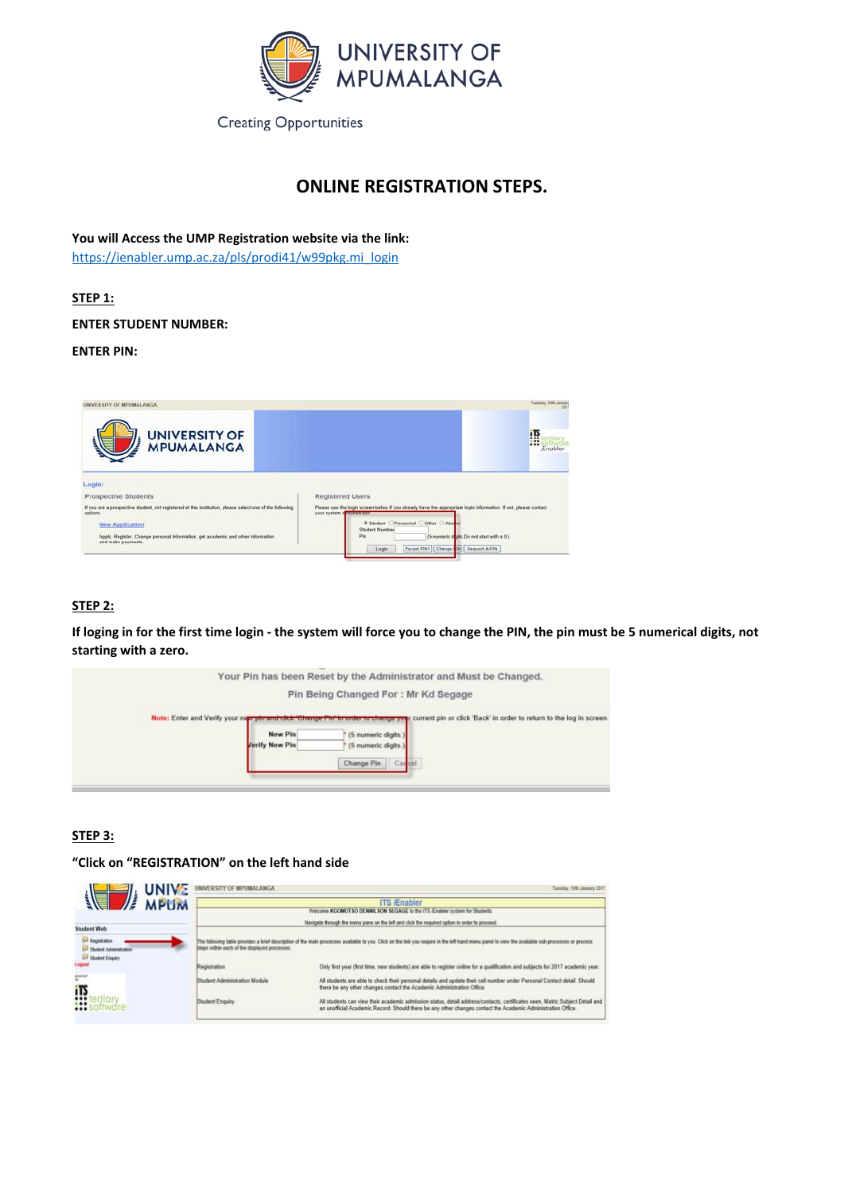UNIVERSITY OF MPUMALANGA

Creating Opportunities

# ONLINE REGISTRATION STEPS.

**You will Access the UMP Registration website via the link:**
https://ienabler.ump.ac.za/pls/prodi41/w99pkg.mi_login

**STEP 1:**

**ENTER STUDENT NUMBER:**

**ENTER PIN:**

**STEP 2:**

**If loging in for the first time login - the system will force you to change the PIN, the pin must be 5 numerical digits, not starting with a zero.**

**STEP 3:**

**"Click on "REGISTRATION" on the left hand side**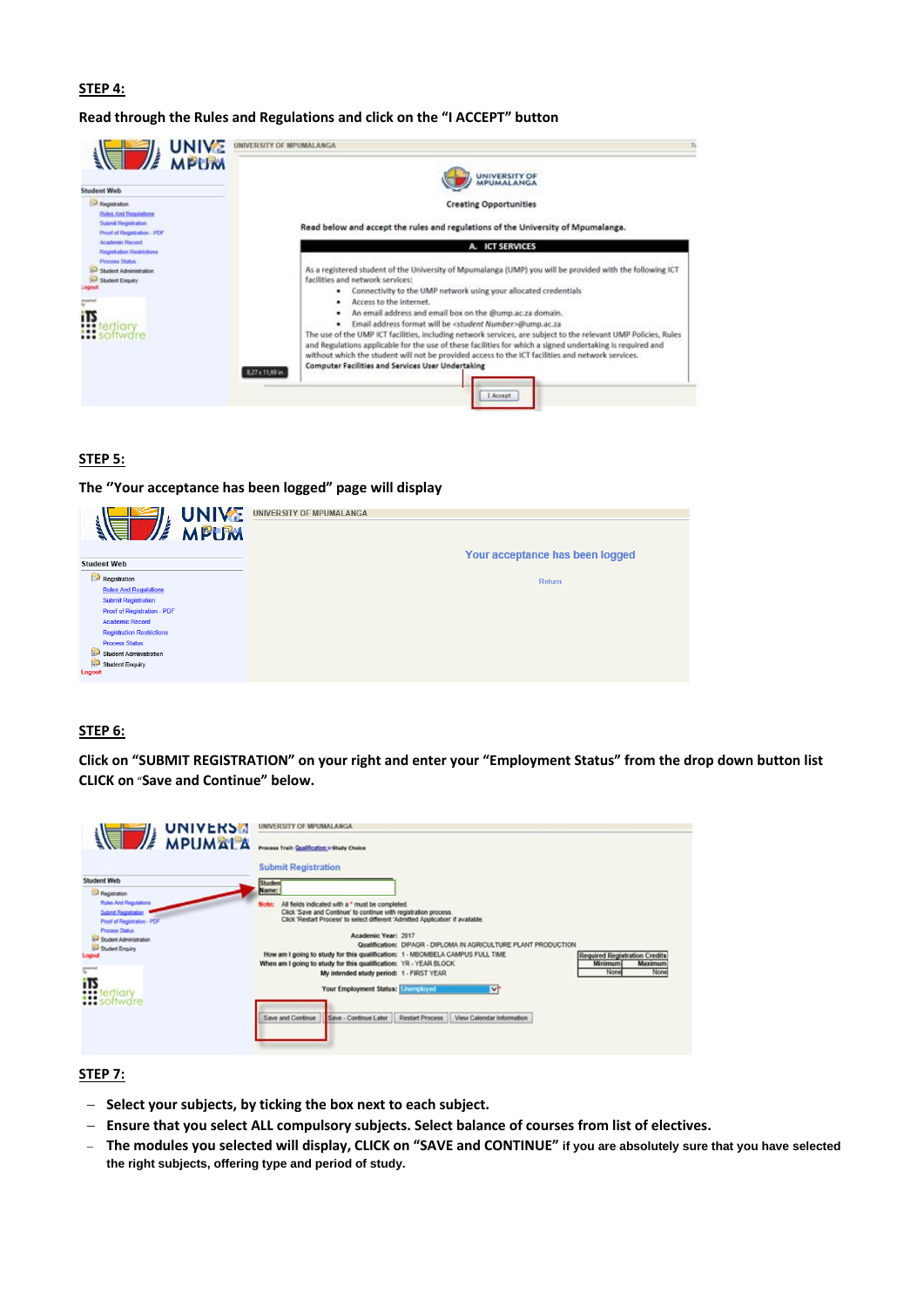**STEP 4:**

**Read through the Rules and Regulations and click on the "I ACCEPT" button**

**STEP 5:**

**The "Your acceptance has been logged" page will display**

**STEP 6:**

**Click on "SUBMIT REGISTRATION" on your right and enter your "Employment Status" from the drop down button list CLICK on "Save and Continue" below.**

**STEP 7:**

- **Select your subjects, by ticking the box next to each subject.**
- **Ensure that you select ALL compulsory subjects. Select balance of courses from list of electives.**
- **The modules you selected will display, CLICK on "SAVE and CONTINUE" if you are absolutely sure that you have selected the right subjects, offering type and period of study.**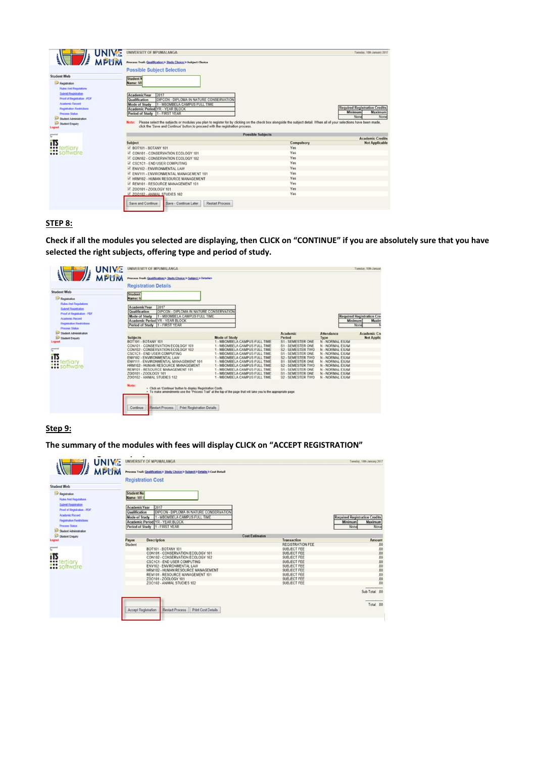## STEP 8:

**Check if all the modules you selected are displaying, then CLICK on "CONTINUE" if you are absolutely sure that you have selected the right subjects, offering type and period of study.**

## Step 9:

**The summary of the modules with fees will display CLICK on "ACCEPT REGISTRATION"**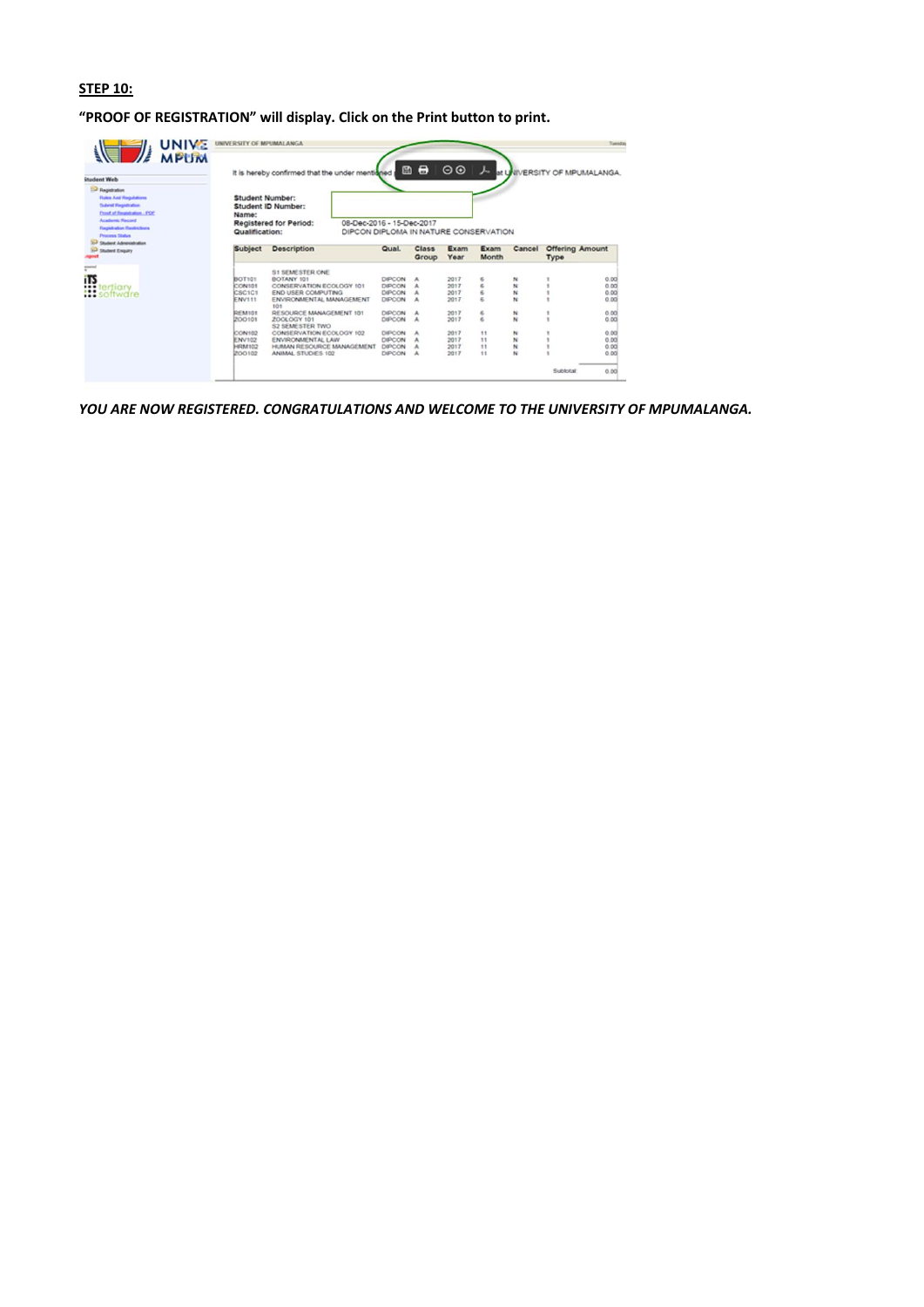**STEP 10:**

**"PROOF OF REGISTRATION" will display. Click on the Print button to print.**

***YOU ARE NOW REGISTERED. CONGRATULATIONS AND WELCOME TO THE UNIVERSITY OF MPUMALANGA.***